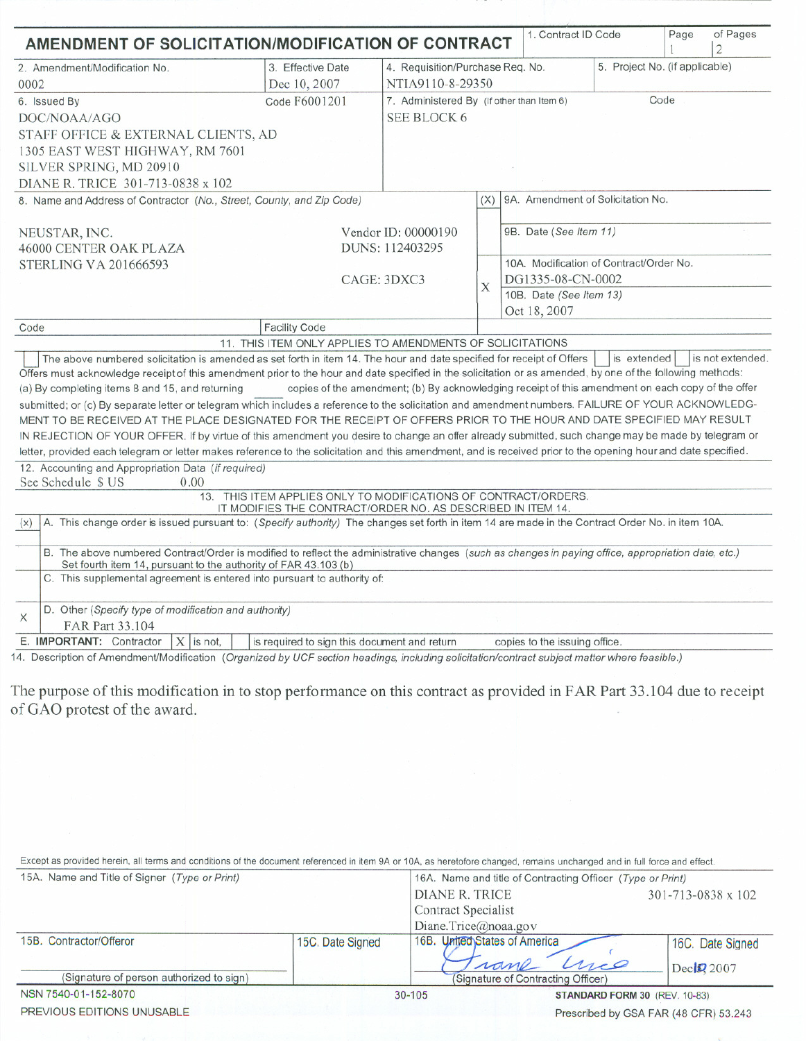# AMENDMENT OF SOLICITATION/MODIFICATION OF CONTRACT

| 1. Contract ID Code | Page | of Pages |
|---|---|---|
| | 1 | 2 |

| 2. Amendment/Modification No. | 3. Effective Date | 4. Requisition/Purchase Req. No. | 5. Project No. (if applicable) |
|---|---|---|---|
| 0002 | Dec 10, 2007 | NTIA9110-8-29350 | |

**6. Issued By** Code F6001201

DOC/NOAA/AGO
STAFF OFFICE & EXTERNAL CLIENTS, AD
1305 EAST WEST HIGHWAY, RM 7601
SILVER SPRING, MD 20910
DIANE R. TRICE 301-713-0838 x 102

**7. Administered By** (If other than Item 6) Code

SEE BLOCK 6

**8. Name and Address of Contractor** (No., Street, County, and Zip Code)

NEUSTAR, INC.
46000 CENTER OAK PLAZA
STERLING VA 201666593

Vendor ID: 00000190
DUNS: 112403295
CAGE: 3DXC3

| (X) | |
|---|---|
| | 9A. Amendment of Solicitation No. |
| | 9B. Date (See Item 11) |
| X | 10A. Modification of Contract/Order No. DG1335-08-CN-0002 |
| | 10B. Date (See Item 13) Oct 18, 2007 |

Code | Facility Code

## 11. THIS ITEM ONLY APPLIES TO AMENDMENTS OF SOLICITATIONS

☐ The above numbered solicitation is amended as set forth in item 14. The hour and date specified for receipt of Offers ☐ is extended ☐ is not extended. Offers must acknowledge receipt of this amendment prior to the hour and date specified in the solicitation or as amended, by one of the following methods: (a) By completing items 8 and 15, and returning ____ copies of the amendment; (b) By acknowledging receipt of this amendment on each copy of the offer submitted; or (c) By separate letter or telegram which includes a reference to the solicitation and amendment numbers. FAILURE OF YOUR ACKNOWLEDGMENT TO BE RECEIVED AT THE PLACE DESIGNATED FOR THE RECEIPT OF OFFERS PRIOR TO THE HOUR AND DATE SPECIFIED MAY RESULT IN REJECTION OF YOUR OFFER. If by virtue of this amendment you desire to change an offer already submitted, such change may be made by telegram or letter, provided each telegram or letter makes reference to the solicitation and this amendment, and is received prior to the opening hour and date specified.

**12. Accounting and Appropriation Data** (if required)
See Schedule $ US 0.00

## 13. THIS ITEM APPLIES ONLY TO MODIFICATIONS OF CONTRACT/ORDERS. IT MODIFIES THE CONTRACT/ORDER NO. AS DESCRIBED IN ITEM 14.

| (x) | |
|---|---|
| | A. This change order is issued pursuant to: (Specify authority) The changes set forth in item 14 are made in the Contract Order No. in item 10A. |
| | B. The above numbered Contract/Order is modified to reflect the administrative changes (such as changes in paying office, appropriation date, etc.) Set fourth in item 14, pursuant to the authority of FAR 43.103 (b) |
| | C. This supplemental agreement is entered into pursuant to authority of: |
| X | D. Other (Specify type of modification and authority) FAR Part 33.104 |

E. **IMPORTANT:** Contractor [X] is not, [ ] is required to sign this document and return ____ copies to the issuing office.

**14. Description of Amendment/Modification** (Organized by UCF section headings, including solicitation/contract subject matter where feasible.)

The purpose of this modification in to stop performance on this contract as provided in FAR Part 33.104 due to receipt of GAO protest of the award.

Except as provided herein, all terms and conditions of the document referenced in item 9A or 10A, as heretofore changed, remains unchanged and in full force and effect.

| 15A. Name and Title of Signer (Type or Print) | | 16A. Name and title of Contracting Officer (Type or Print) | |
|---|---|---|---|
| | | DIANE R. TRICE 301-713-0838 x 102<br>Contract Specialist<br>Diane.Trice@noaa.gov | |
| 15B. Contractor/Offeror | 15C. Date Signed | 16B. United States of America | 16C. Date Signed |
| (Signature of person authorized to sign) | | Diane Trice<br>(Signature of Contracting Officer) | Dec 10 2007 |

NSN 7540-01-152-8070
PREVIOUS EDITIONS UNUSABLE
30-105
STANDARD FORM 30 (REV. 10-83)
Prescribed by GSA FAR (48 CFR) 53.243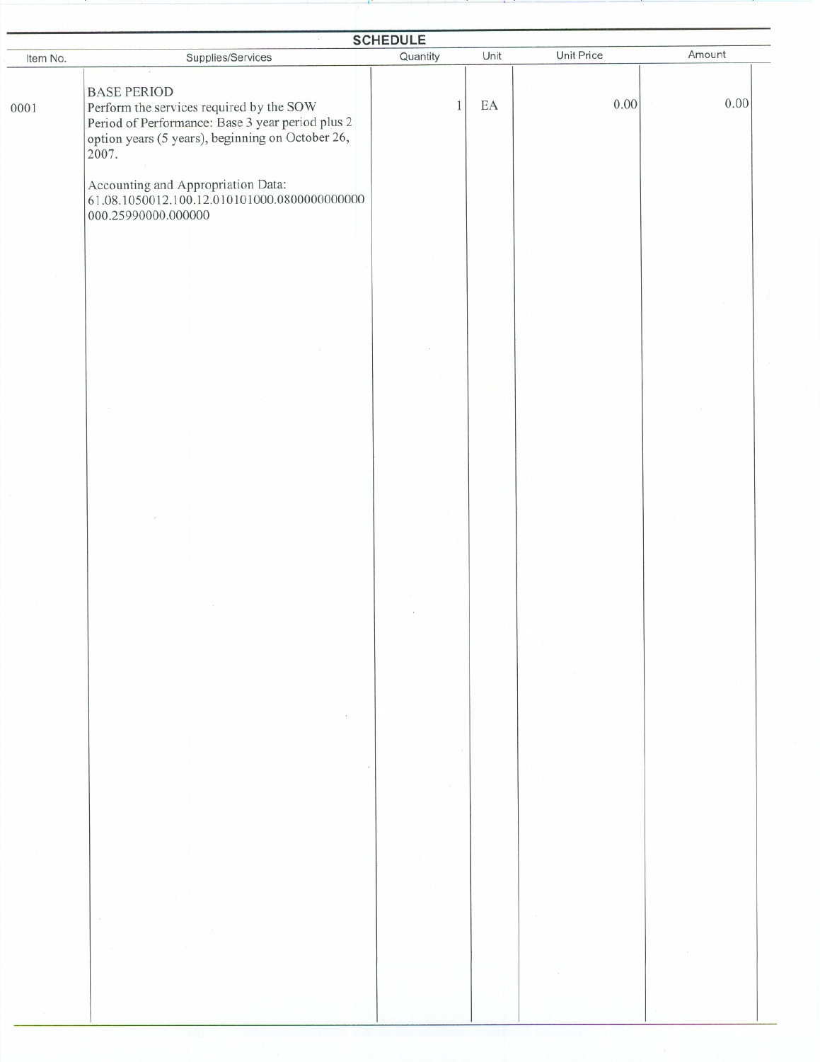## SCHEDULE

| Item No. | Supplies/Services | Quantity | Unit | Unit Price | Amount |
|---|---|---|---|---|---|
| 0001 | BASE PERIOD<br>Perform the services required by the SOW<br>Period of Performance: Base 3 year period plus 2 option years (5 years), beginning on October 26, 2007.<br><br>Accounting and Appropriation Data:<br>61.08.1050012.100.12.010101000.0800000000000<br>000.25990000.000000 | 1 | EA | 0.00 | 0.00 |